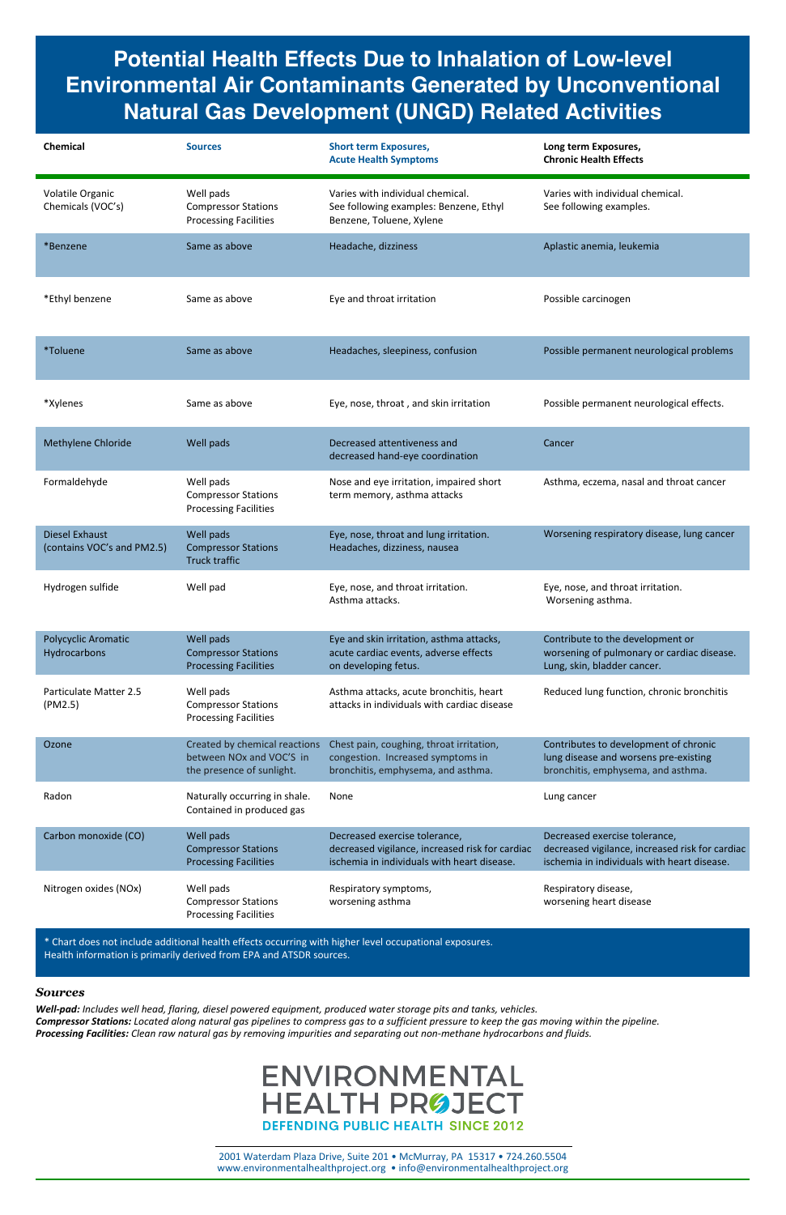# Potential Health Effects Due to Inhalation of Low-level Environmental Air Contaminants Generated by Unconventional Natural Gas Development (UNGD) Related Activities

| Chemical | Sources | Short term Exposures, Acute Health Symptoms | Long term Exposures, Chronic Health Effects |
|---|---|---|---|
| Volatile Organic Chemicals (VOC's) | Well pads<br>Compressor Stations<br>Processing Facilities | Varies with individual chemical. See following examples: Benzene, Ethyl Benzene, Toluene, Xylene | Varies with individual chemical. See following examples. |
| *Benzene | Same as above | Headache, dizziness | Aplastic anemia, leukemia |
| *Ethyl benzene | Same as above | Eye and throat irritation | Possible carcinogen |
| *Toluene | Same as above | Headaches, sleepiness, confusion | Possible permanent neurological problems |
| *Xylenes | Same as above | Eye, nose, throat , and skin irritation | Possible permanent neurological effects. |
| Methylene Chloride | Well pads | Decreased attentiveness and decreased hand-eye coordination | Cancer |
| Formaldehyde | Well pads<br>Compressor Stations<br>Processing Facilities | Nose and eye irritation, impaired short term memory, asthma attacks | Asthma, eczema, nasal and throat cancer |
| Diesel Exhaust (contains VOC's and PM2.5) | Well pads<br>Compressor Stations<br>Truck traffic | Eye, nose, throat and lung irritation. Headaches, dizziness, nausea | Worsening respiratory disease, lung cancer |
| Hydrogen sulfide | Well pad | Eye, nose, and throat irritation. Asthma attacks. | Eye, nose, and throat irritation. Worsening asthma. |
| Polycyclic Aromatic Hydrocarbons | Well pads<br>Compressor Stations<br>Processing Facilities | Eye and skin irritation, asthma attacks, acute cardiac events, adverse effects on developing fetus. | Contribute to the development or worsening of pulmonary or cardiac disease. Lung, skin, bladder cancer. |
| Particulate Matter 2.5 (PM2.5) | Well pads<br>Compressor Stations<br>Processing Facilities | Asthma attacks, acute bronchitis, heart attacks in individuals with cardiac disease | Reduced lung function, chronic bronchitis |
| Ozone | Created by chemical reactions between NOx and VOC'S in the presence of sunlight. | Chest pain, coughing, throat irritation, congestion. Increased symptoms in bronchitis, emphysema, and asthma. | Contributes to development of chronic lung disease and worsens pre-existing bronchitis, emphysema, and asthma. |
| Radon | Naturally occurring in shale. Contained in produced gas | None | Lung cancer |
| Carbon monoxide (CO) | Well pads<br>Compressor Stations<br>Processing Facilities | Decreased exercise tolerance, decreased vigilance, increased risk for cardiac ischemia in individuals with heart disease. | Decreased exercise tolerance, decreased vigilance, increased risk for cardiac ischemia in individuals with heart disease. |
| Nitrogen oxides (NOx) | Well pads<br>Compressor Stations<br>Processing Facilities | Respiratory symptoms, worsening asthma | Respiratory disease, worsening heart disease |

\* Chart does not include additional health effects occurring with higher level occupational exposures. Health information is primarily derived from EPA and ATSDR sources.

## *Sources*

***Well-pad:*** *Includes well head, flaring, diesel powered equipment, produced water storage pits and tanks, vehicles.*
***Compressor Stations:*** *Located along natural gas pipelines to compress gas to a sufficient pressure to keep the gas moving within the pipeline.*
***Processing Facilities:*** *Clean raw natural gas by removing impurities and separating out non-methane hydrocarbons and fluids.*

ENVIRONMENTAL HEALTH PROJECT
DEFENDING PUBLIC HEALTH SINCE 2012

2001 Waterdam Plaza Drive, Suite 201 • McMurray, PA 15317 • 724.260.5504
www.environmentalhealthproject.org • info@environmentalhealthproject.org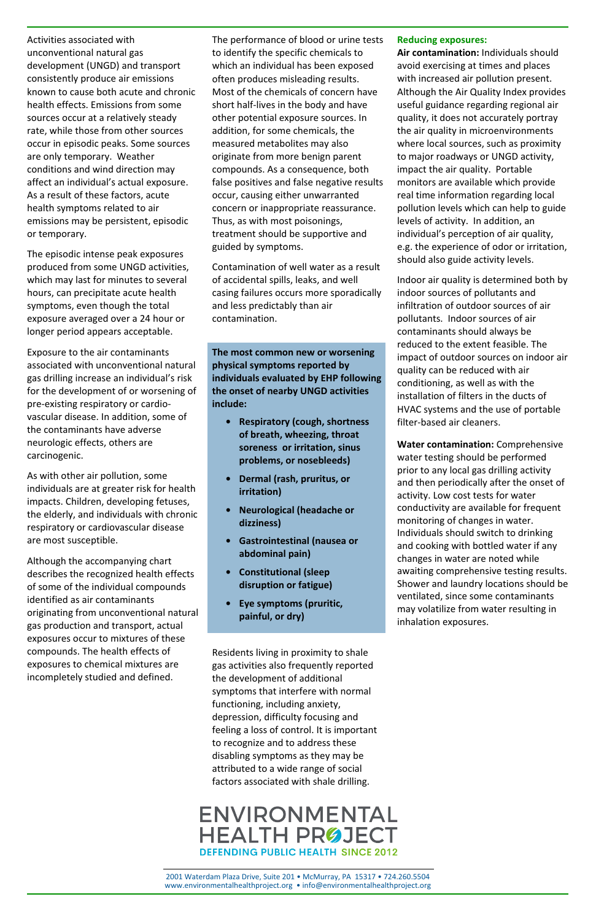Activities associated with unconventional natural gas development (UNGD) and transport consistently produce air emissions known to cause both acute and chronic health effects. Emissions from some sources occur at a relatively steady rate, while those from other sources occur in episodic peaks. Some sources are only temporary. Weather conditions and wind direction may affect an individual's actual exposure. As a result of these factors, acute health symptoms related to air emissions may be persistent, episodic or temporary.

The episodic intense peak exposures produced from some UNGD activities, which may last for minutes to several hours, can precipitate acute health symptoms, even though the total exposure averaged over a 24 hour or longer period appears acceptable.

Exposure to the air contaminants associated with unconventional natural gas drilling increase an individual's risk for the development of or worsening of pre-existing respiratory or cardio-vascular disease. In addition, some of the contaminants have adverse neurologic effects, others are carcinogenic.

As with other air pollution, some individuals are at greater risk for health impacts. Children, developing fetuses, the elderly, and individuals with chronic respiratory or cardiovascular disease are most susceptible.

Although the accompanying chart describes the recognized health effects of some of the individual compounds identified as air contaminants originating from unconventional natural gas production and transport, actual exposures occur to mixtures of these compounds. The health effects of exposures to chemical mixtures are incompletely studied and defined.

The performance of blood or urine tests to identify the specific chemicals to which an individual has been exposed often produces misleading results. Most of the chemicals of concern have short half-lives in the body and have other potential exposure sources. In addition, for some chemicals, the measured metabolites may also originate from more benign parent compounds. As a consequence, both false positives and false negative results occur, causing either unwarranted concern or inappropriate reassurance. Thus, as with most poisonings, treatment should be supportive and guided by symptoms.

Contamination of well water as a result of accidental spills, leaks, and well casing failures occurs more sporadically and less predictably than air contamination.

**The most common new or worsening physical symptoms reported by individuals evaluated by EHP following the onset of nearby UNGD activities include:**

- **Respiratory (cough, shortness of breath, wheezing, throat soreness or irritation, sinus problems, or nosebleeds)**
- **Dermal (rash, pruritus, or irritation)**
- **Neurological (headache or dizziness)**
- **Gastrointestinal (nausea or abdominal pain)**
- **Constitutional (sleep disruption or fatigue)**
- **Eye symptoms (pruritic, painful, or dry)**

Residents living in proximity to shale gas activities also frequently reported the development of additional symptoms that interfere with normal functioning, including anxiety, depression, difficulty focusing and feeling a loss of control. It is important to recognize and to address these disabling symptoms as they may be attributed to a wide range of social factors associated with shale drilling.

## Reducing exposures:

**Air contamination:** Individuals should avoid exercising at times and places with increased air pollution present. Although the Air Quality Index provides useful guidance regarding regional air quality, it does not accurately portray the air quality in microenvironments where local sources, such as proximity to major roadways or UNGD activity, impact the air quality. Portable monitors are available which provide real time information regarding local pollution levels which can help to guide levels of activity. In addition, an individual's perception of air quality, e.g. the experience of odor or irritation, should also guide activity levels.

Indoor air quality is determined both by indoor sources of pollutants and infiltration of outdoor sources of air pollutants. Indoor sources of air contaminants should always be reduced to the extent feasible. The impact of outdoor sources on indoor air quality can be reduced with air conditioning, as well as with the installation of filters in the ducts of HVAC systems and the use of portable filter-based air cleaners.

**Water contamination:** Comprehensive water testing should be performed prior to any local gas drilling activity and then periodically after the onset of activity. Low cost tests for water conductivity are available for frequent monitoring of changes in water. Individuals should switch to drinking and cooking with bottled water if any changes in water are noted while awaiting comprehensive testing results. Shower and laundry locations should be ventilated, since some contaminants may volatilize from water resulting in inhalation exposures.

ENVIRONMENTAL HEALTH PROJECT
DEFENDING PUBLIC HEALTH SINCE 2012

2001 Waterdam Plaza Drive, Suite 201 • McMurray, PA 15317 • 724.260.5504
www.environmentalhealthproject.org • info@environmentalhealthproject.org